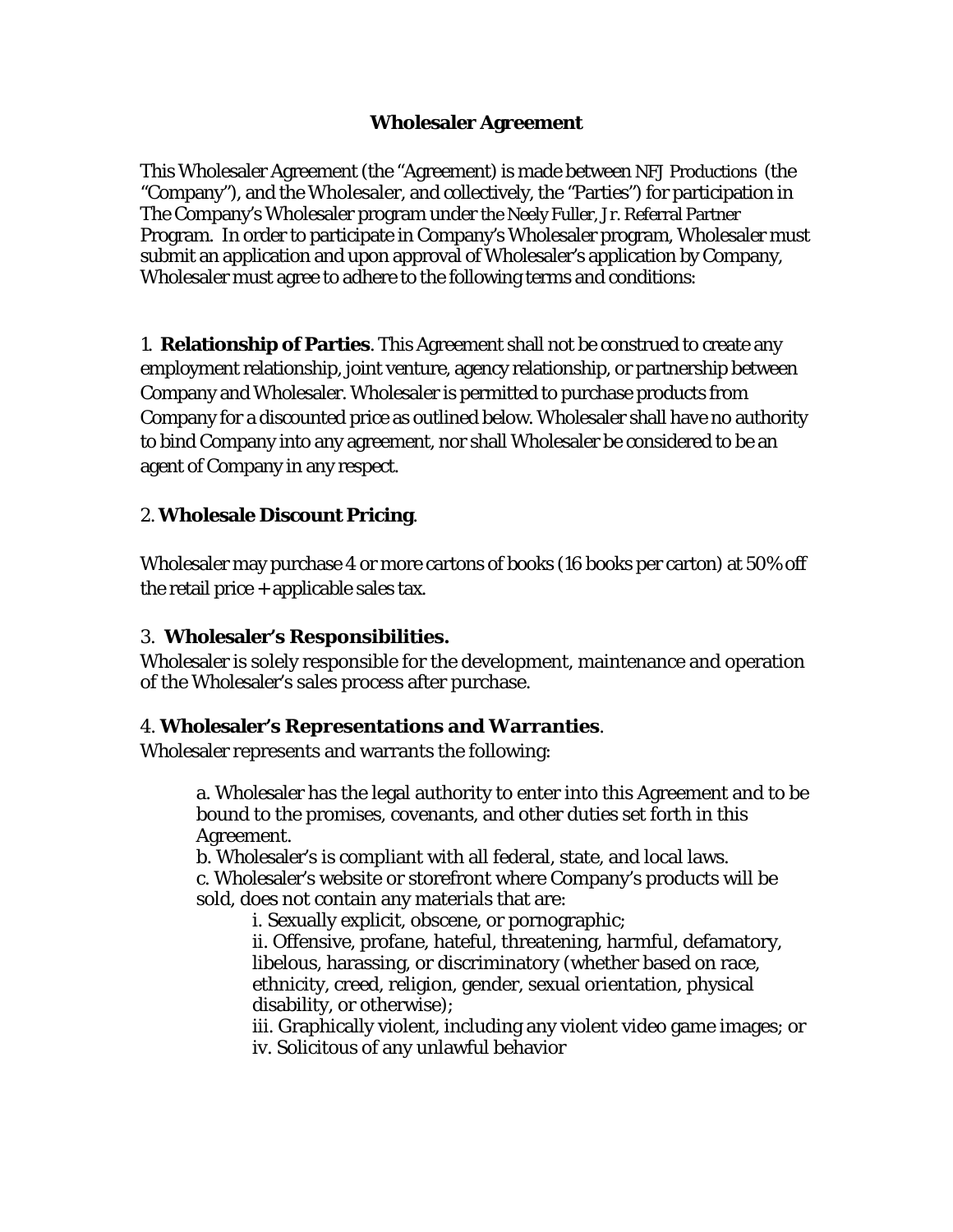# Wholesaler Agreement

This Wholesaler Agreement (the "Agreement) is made between NFJ Productions (the "Company"), and the Wholesaler, and collectively, the "Parties") for participation in The Company's Wholesaler program under the Neely Fuller, Jr. Referral Partner Program. In order to participate in Company's Wholesaler program, Wholesaler must submit an application and upon approval of Wholesaler's application by Company, Wholesaler must agree to adhere to the following terms and conditions:

1. **Relationship of Parties**. This Agreement shall not be construed to create any employment relationship, joint venture, agency relationship, or partnership between Company and Wholesaler. Wholesaler is permitted to purchase products from Company for a discounted price as outlined below. Wholesaler shall have no authority to bind Company into any agreement, nor shall Wholesaler be considered to be an agent of Company in any respect.

2. **Wholesale Discount Pricing**.

Wholesaler may purchase 4 or more cartons of books (16 books per carton) at 50% off the retail price + applicable sales tax.

3. **Wholesaler's Responsibilities.**
Wholesaler is solely responsible for the development, maintenance and operation of the Wholesaler's sales process after purchase.

4. **Wholesaler's Representations and Warranties**.
Wholesaler represents and warrants the following:

> a. Wholesaler has the legal authority to enter into this Agreement and to be bound to the promises, covenants, and other duties set forth in this Agreement.
> b. Wholesaler's is compliant with all federal, state, and local laws.
> c. Wholesaler's website or storefront where Company's products will be sold, does not contain any materials that are:
>
> > i. Sexually explicit, obscene, or pornographic;
> > ii. Offensive, profane, hateful, threatening, harmful, defamatory, libelous, harassing, or discriminatory (whether based on race, ethnicity, creed, religion, gender, sexual orientation, physical disability, or otherwise);
> > iii. Graphically violent, including any violent video game images; or
> > iv. Solicitous of any unlawful behavior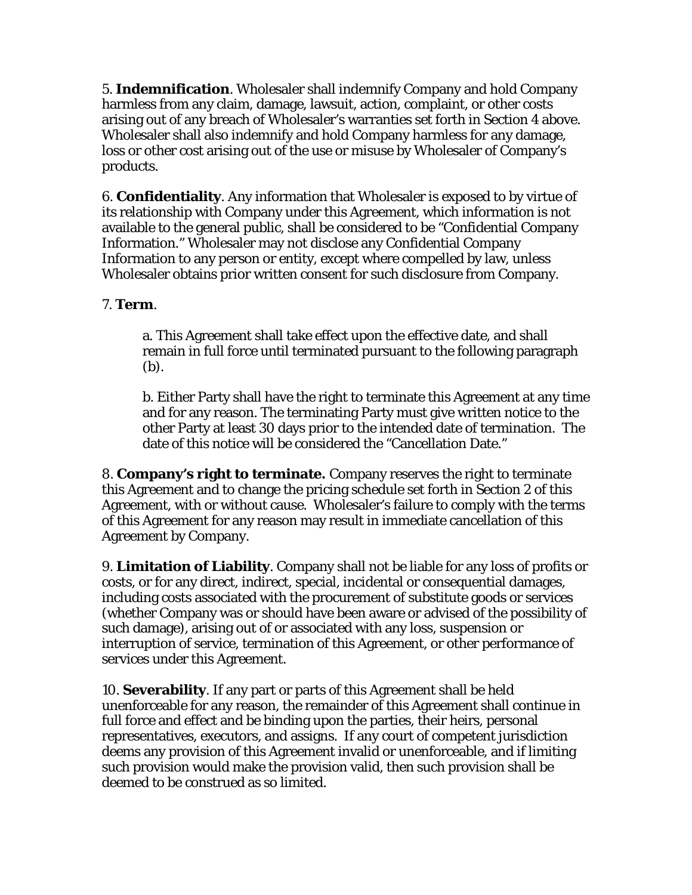5. **Indemnification**. Wholesaler shall indemnify Company and hold Company harmless from any claim, damage, lawsuit, action, complaint, or other costs arising out of any breach of Wholesaler's warranties set forth in Section 4 above. Wholesaler shall also indemnify and hold Company harmless for any damage, loss or other cost arising out of the use or misuse by Wholesaler of Company's products.

6. **Confidentiality**. Any information that Wholesaler is exposed to by virtue of its relationship with Company under this Agreement, which information is not available to the general public, shall be considered to be "Confidential Company Information." Wholesaler may not disclose any Confidential Company Information to any person or entity, except where compelled by law, unless Wholesaler obtains prior written consent for such disclosure from Company.

7. **Term**.

a. This Agreement shall take effect upon the effective date, and shall remain in full force until terminated pursuant to the following paragraph (b).

b. Either Party shall have the right to terminate this Agreement at any time and for any reason. The terminating Party must give written notice to the other Party at least 30 days prior to the intended date of termination. The date of this notice will be considered the "Cancellation Date."

8. **Company's right to terminate.** Company reserves the right to terminate this Agreement and to change the pricing schedule set forth in Section 2 of this Agreement, with or without cause. Wholesaler's failure to comply with the terms of this Agreement for any reason may result in immediate cancellation of this Agreement by Company.

9. **Limitation of Liability**. Company shall not be liable for any loss of profits or costs, or for any direct, indirect, special, incidental or consequential damages, including costs associated with the procurement of substitute goods or services (whether Company was or should have been aware or advised of the possibility of such damage), arising out of or associated with any loss, suspension or interruption of service, termination of this Agreement, or other performance of services under this Agreement.

10. **Severability**. If any part or parts of this Agreement shall be held unenforceable for any reason, the remainder of this Agreement shall continue in full force and effect and be binding upon the parties, their heirs, personal representatives, executors, and assigns. If any court of competent jurisdiction deems any provision of this Agreement invalid or unenforceable, and if limiting such provision would make the provision valid, then such provision shall be deemed to be construed as so limited.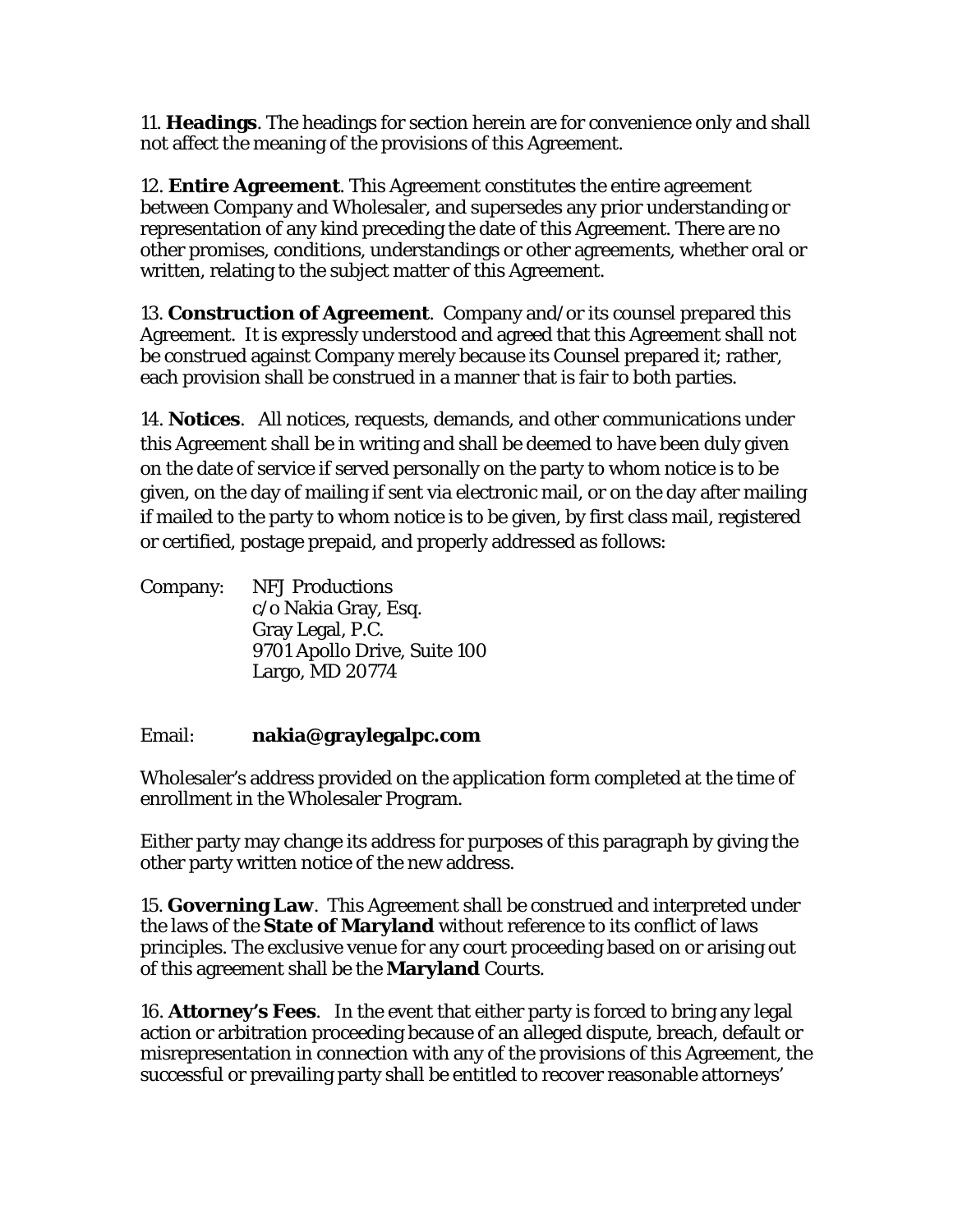11. **Headings**. The headings for section herein are for convenience only and shall not affect the meaning of the provisions of this Agreement.

12. **Entire Agreement**. This Agreement constitutes the entire agreement between Company and Wholesaler, and supersedes any prior understanding or representation of any kind preceding the date of this Agreement. There are no other promises, conditions, understandings or other agreements, whether oral or written, relating to the subject matter of this Agreement.

13. **Construction of Agreement**. Company and/or its counsel prepared this Agreement. It is expressly understood and agreed that this Agreement shall not be construed against Company merely because its Counsel prepared it; rather, each provision shall be construed in a manner that is fair to both parties.

14. **Notices**. All notices, requests, demands, and other communications under this Agreement shall be in writing and shall be deemed to have been duly given on the date of service if served personally on the party to whom notice is to be given, on the day of mailing if sent via electronic mail, or on the day after mailing if mailed to the party to whom notice is to be given, by first class mail, registered or certified, postage prepaid, and properly addressed as follows:

Company: NFJ Productions
c/o Nakia Gray, Esq.
Gray Legal, P.C.
9701 Apollo Drive, Suite 100
Largo, MD 20774

Email: **nakia@graylegalpc.com**

Wholesaler's address provided on the application form completed at the time of enrollment in the Wholesaler Program.

Either party may change its address for purposes of this paragraph by giving the other party written notice of the new address.

15. **Governing Law**. This Agreement shall be construed and interpreted under the laws of the **State of Maryland** without reference to its conflict of laws principles. The exclusive venue for any court proceeding based on or arising out of this agreement shall be the **Maryland** Courts.

16. **Attorney's Fees**. In the event that either party is forced to bring any legal action or arbitration proceeding because of an alleged dispute, breach, default or misrepresentation in connection with any of the provisions of this Agreement, the successful or prevailing party shall be entitled to recover reasonable attorneys'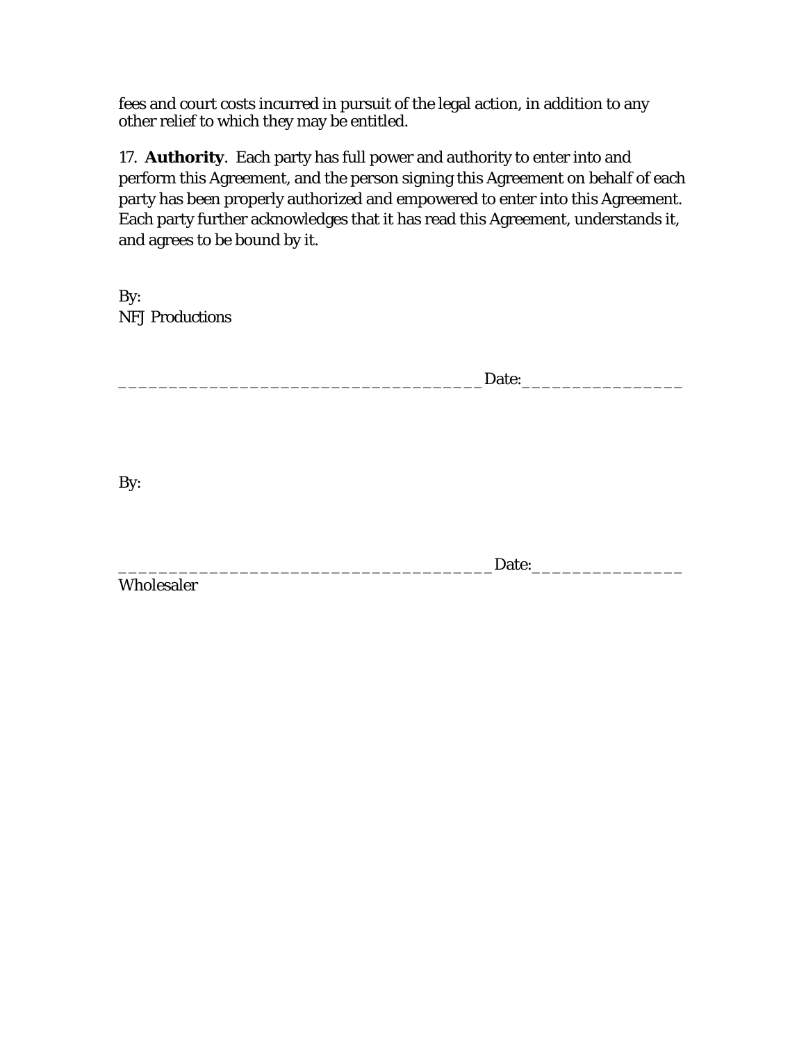fees and court costs incurred in pursuit of the legal action, in addition to any other relief to which they may be entitled.

17. **Authority**. Each party has full power and authority to enter into and perform this Agreement, and the person signing this Agreement on behalf of each party has been properly authorized and empowered to enter into this Agreement. Each party further acknowledges that it has read this Agreement, understands it, and agrees to be bound by it.

By:
NFJ Productions

_____________________________________ Date:________________

By:

______________________________________ Date:________________
Wholesaler